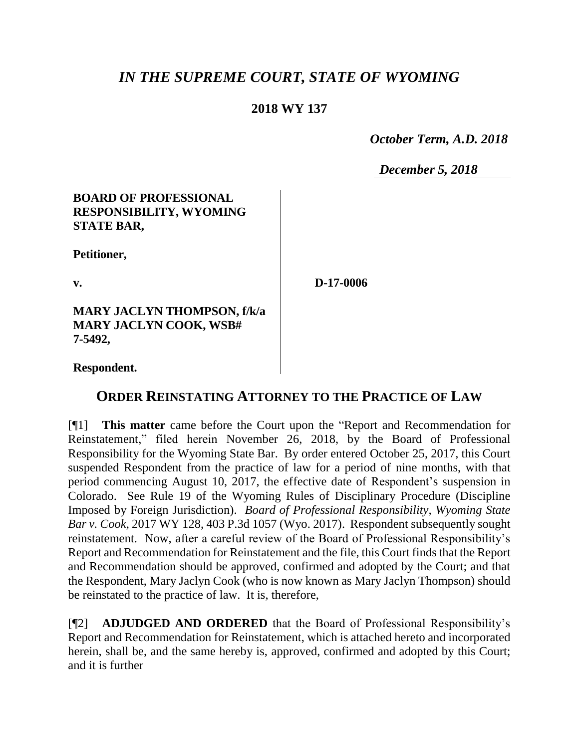# *IN THE SUPREME COURT, STATE OF WYOMING*

**2018 WY 137**

*October Term, A.D. 2018*

*December 5, 2018*

**BOARD OF PROFESSIONAL RESPONSIBILITY, WYOMING STATE BAR,**

**Petitioner,**

**v.**

**MARY JACLYN THOMPSON, f/k/a MARY JACLYN COOK, WSB# 7-5492,**

**Respondent.**

**D-17-0006**

## ORDER REINSTATING ATTORNEY TO THE PRACTICE OF LAW

[¶1] **This matter** came before the Court upon the "Report and Recommendation for Reinstatement," filed herein November 26, 2018, by the Board of Professional Responsibility for the Wyoming State Bar. By order entered October 25, 2017, this Court suspended Respondent from the practice of law for a period of nine months, with that period commencing August 10, 2017, the effective date of Respondent's suspension in Colorado. See Rule 19 of the Wyoming Rules of Disciplinary Procedure (Discipline Imposed by Foreign Jurisdiction). *Board of Professional Responsibility, Wyoming State Bar v. Cook*, 2017 WY 128, 403 P.3d 1057 (Wyo. 2017). Respondent subsequently sought reinstatement. Now, after a careful review of the Board of Professional Responsibility's Report and Recommendation for Reinstatement and the file, this Court finds that the Report and Recommendation should be approved, confirmed and adopted by the Court; and that the Respondent, Mary Jaclyn Cook (who is now known as Mary Jaclyn Thompson) should be reinstated to the practice of law. It is, therefore,

[¶2] **ADJUDGED AND ORDERED** that the Board of Professional Responsibility's Report and Recommendation for Reinstatement, which is attached hereto and incorporated herein, shall be, and the same hereby is, approved, confirmed and adopted by this Court; and it is further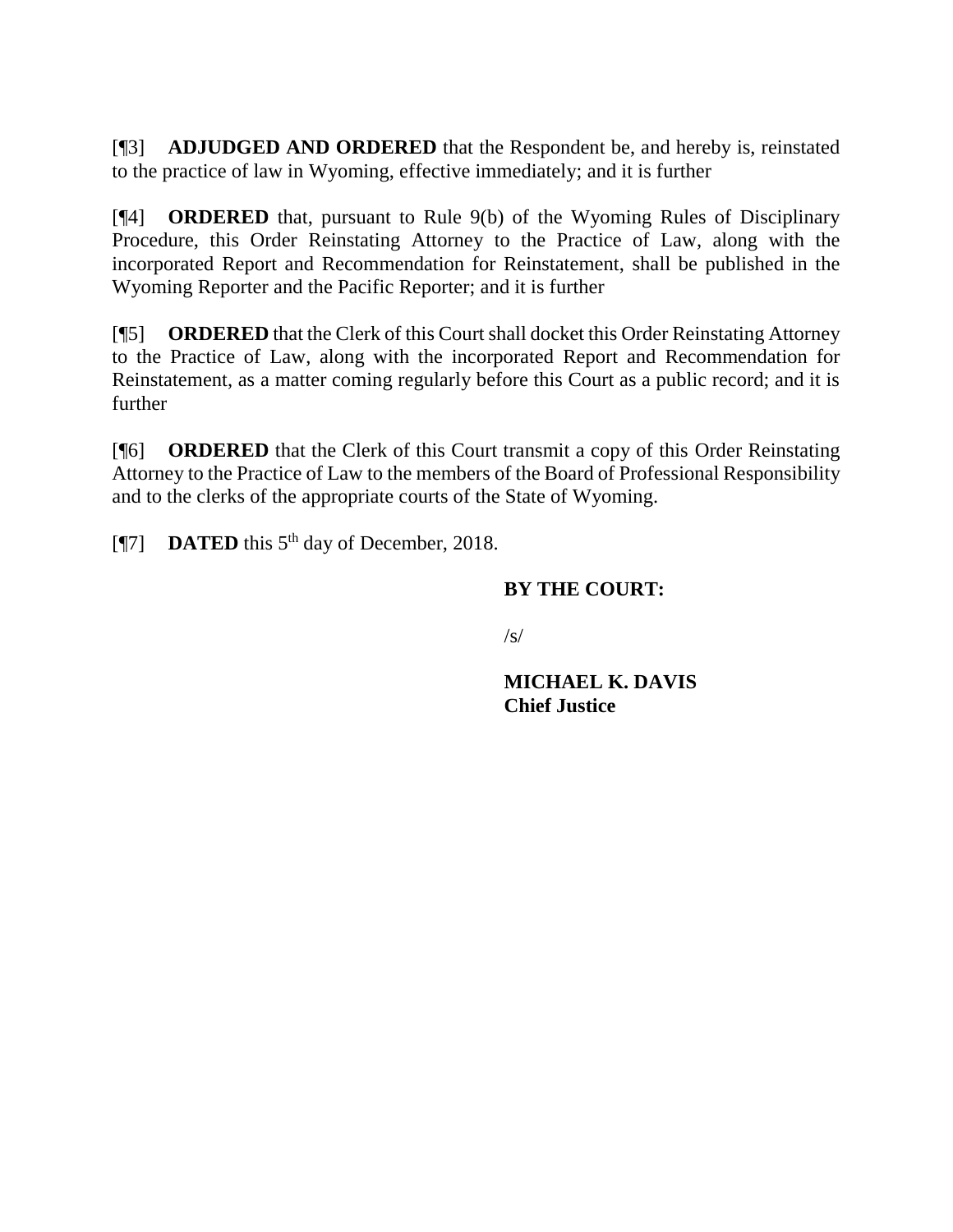[¶3] **ADJUDGED AND ORDERED** that the Respondent be, and hereby is, reinstated to the practice of law in Wyoming, effective immediately; and it is further

[¶4] **ORDERED** that, pursuant to Rule 9(b) of the Wyoming Rules of Disciplinary Procedure, this Order Reinstating Attorney to the Practice of Law, along with the incorporated Report and Recommendation for Reinstatement, shall be published in the Wyoming Reporter and the Pacific Reporter; and it is further

[¶5] **ORDERED** that the Clerk of this Court shall docket this Order Reinstating Attorney to the Practice of Law, along with the incorporated Report and Recommendation for Reinstatement, as a matter coming regularly before this Court as a public record; and it is further

[¶6] **ORDERED** that the Clerk of this Court transmit a copy of this Order Reinstating Attorney to the Practice of Law to the members of the Board of Professional Responsibility and to the clerks of the appropriate courts of the State of Wyoming.

[¶7] **DATED** this 5th day of December, 2018.

**BY THE COURT:**

/s/

**MICHAEL K. DAVIS**
**Chief Justice**